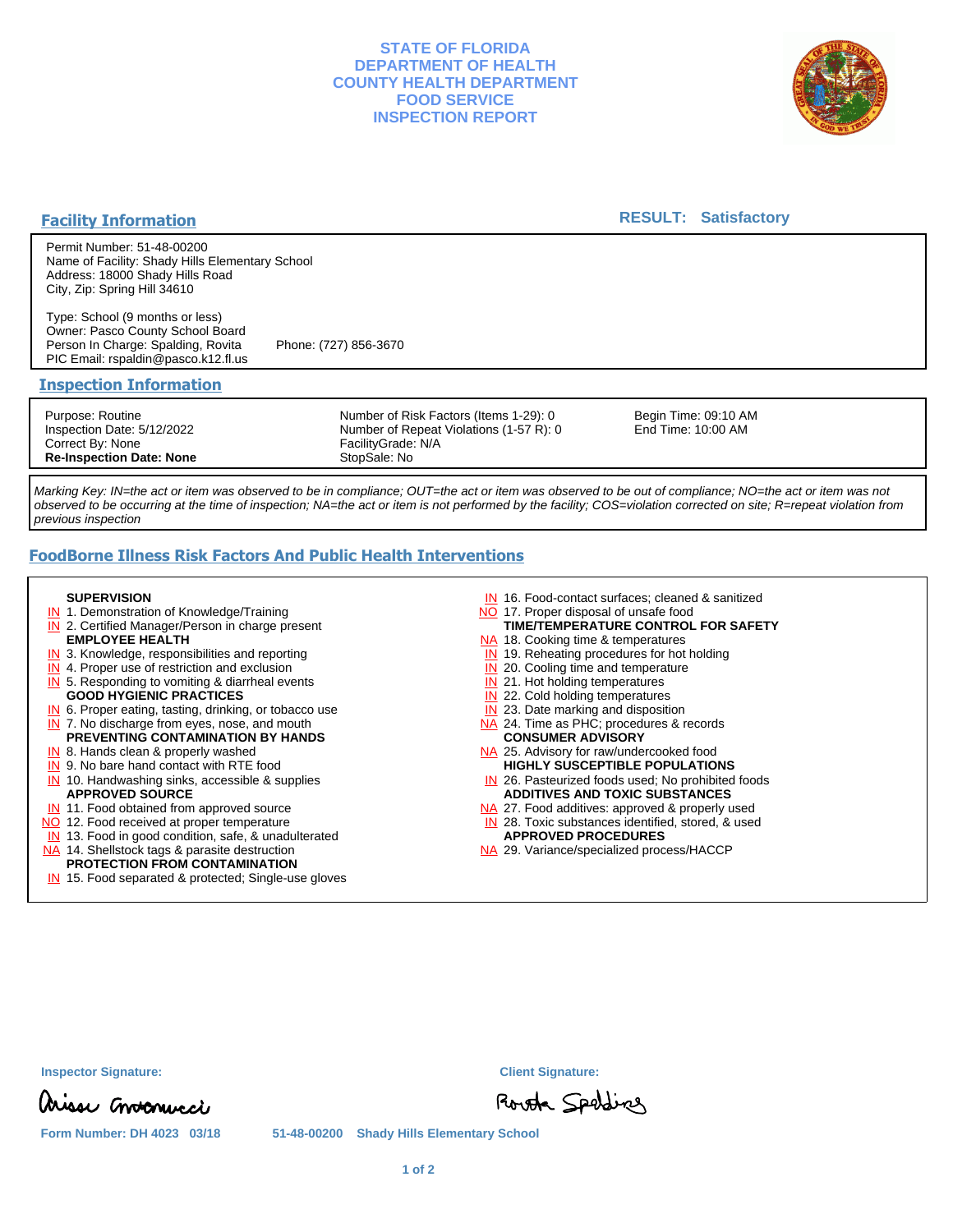# STATE OF FLORIDA
# DEPARTMENT OF HEALTH
# COUNTY HEALTH DEPARTMENT
# FOOD SERVICE
# INSPECTION REPORT

## Facility Information

**RESULT: Satisfactory**

Permit Number: 51-48-00200
Name of Facility: Shady Hills Elementary School
Address: 18000 Shady Hills Road
City, Zip: Spring Hill 34610

Type: School (9 months or less)
Owner: Pasco County School Board
Person In Charge: Spalding, Rovita    Phone: (727) 856-3670
PIC Email: rspaldin@pasco.k12.fl.us

## Inspection Information

| | | |
|---|---|---|
| Purpose: Routine | Number of Risk Factors (Items 1-29): 0 | Begin Time: 09:10 AM |
| Inspection Date: 5/12/2022 | Number of Repeat Violations (1-57 R): 0 | End Time: 10:00 AM |
| Correct By: None | FacilityGrade: N/A | |
| **Re-Inspection Date: None** | StopSale: No | |

*Marking Key: IN=the act or item was observed to be in compliance; OUT=the act or item was observed to be out of compliance; NO=the act or item was not observed to be occurring at the time of inspection; NA=the act or item is not performed by the facility; COS=violation corrected on site; R=repeat violation from previous inspection*

## FoodBorne Illness Risk Factors And Public Health Interventions

**SUPERVISION**
- IN 1. Demonstration of Knowledge/Training
- IN 2. Certified Manager/Person in charge present

**EMPLOYEE HEALTH**
- IN 3. Knowledge, responsibilities and reporting
- IN 4. Proper use of restriction and exclusion
- IN 5. Responding to vomiting & diarrheal events

**GOOD HYGIENIC PRACTICES**
- IN 6. Proper eating, tasting, drinking, or tobacco use
- IN 7. No discharge from eyes, nose, and mouth

**PREVENTING CONTAMINATION BY HANDS**
- IN 8. Hands clean & properly washed
- IN 9. No bare hand contact with RTE food
- IN 10. Handwashing sinks, accessible & supplies

**APPROVED SOURCE**
- IN 11. Food obtained from approved source
- NO 12. Food received at proper temperature
- IN 13. Food in good condition, safe, & unadulterated
- NA 14. Shellstock tags & parasite destruction

**PROTECTION FROM CONTAMINATION**
- IN 15. Food separated & protected; Single-use gloves
- IN 16. Food-contact surfaces; cleaned & sanitized
- NO 17. Proper disposal of unsafe food

**TIME/TEMPERATURE CONTROL FOR SAFETY**
- NA 18. Cooking time & temperatures
- IN 19. Reheating procedures for hot holding
- IN 20. Cooling time and temperature
- IN 21. Hot holding temperatures
- IN 22. Cold holding temperatures
- IN 23. Date marking and disposition
- NA 24. Time as PHC; procedures & records

**CONSUMER ADVISORY**
- NA 25. Advisory for raw/undercooked food

**HIGHLY SUSCEPTIBLE POPULATIONS**
- IN 26. Pasteurized foods used; No prohibited foods

**ADDITIVES AND TOXIC SUBSTANCES**
- NA 27. Food additives: approved & properly used
- IN 28. Toxic substances identified, stored, & used

**APPROVED PROCEDURES**
- NA 29. Variance/specialized process/HACCP

**Inspector Signature:** [signature]    **Client Signature:** [signature]

Form Number: DH 4023 03/18    51-48-00200 Shady Hills Elementary School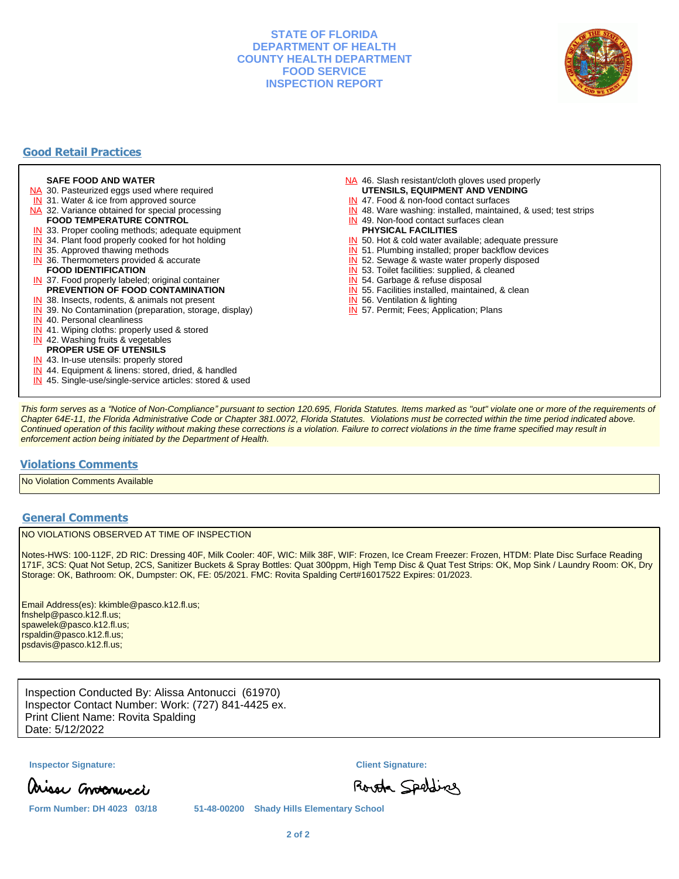# STATE OF FLORIDA
# DEPARTMENT OF HEALTH
# COUNTY HEALTH DEPARTMENT
# FOOD SERVICE
# INSPECTION REPORT

## Good Retail Practices

**SAFE FOOD AND WATER**
- NA 30. Pasteurized eggs used where required
- IN 31. Water & ice from approved source
- NA 32. Variance obtained for special processing

**FOOD TEMPERATURE CONTROL**
- IN 33. Proper cooling methods; adequate equipment
- IN 34. Plant food properly cooked for hot holding
- IN 35. Approved thawing methods
- IN 36. Thermometers provided & accurate

**FOOD IDENTIFICATION**
- IN 37. Food properly labeled; original container

**PREVENTION OF FOOD CONTAMINATION**
- IN 38. Insects, rodents, & animals not present
- IN 39. No Contamination (preparation, storage, display)
- IN 40. Personal cleanliness
- IN 41. Wiping cloths: properly used & stored
- IN 42. Washing fruits & vegetables

**PROPER USE OF UTENSILS**
- IN 43. In-use utensils: properly stored
- IN 44. Equipment & linens: stored, dried, & handled
- IN 45. Single-use/single-service articles: stored & used
- NA 46. Slash resistant/cloth gloves used properly

**UTENSILS, EQUIPMENT AND VENDING**
- IN 47. Food & non-food contact surfaces
- IN 48. Ware washing: installed, maintained, & used; test strips
- IN 49. Non-food contact surfaces clean

**PHYSICAL FACILITIES**
- IN 50. Hot & cold water available; adequate pressure
- IN 51. Plumbing installed; proper backflow devices
- IN 52. Sewage & waste water properly disposed
- IN 53. Toilet facilities: supplied, & cleaned
- IN 54. Garbage & refuse disposal
- IN 55. Facilities installed, maintained, & clean
- IN 56. Ventilation & lighting
- IN 57. Permit; Fees; Application; Plans

*This form serves as a "Notice of Non-Compliance" pursuant to section 120.695, Florida Statutes. Items marked as "out" violate one or more of the requirements of Chapter 64E-11, the Florida Administrative Code or Chapter 381.0072, Florida Statutes. Violations must be corrected within the time period indicated above. Continued operation of this facility without making these corrections is a violation. Failure to correct violations in the time frame specified may result in enforcement action being initiated by the Department of Health.*

## Violations Comments

No Violation Comments Available

## General Comments

NO VIOLATIONS OBSERVED AT TIME OF INSPECTION

Notes-HWS: 100-112F, 2D RIC: Dressing 40F, Milk Cooler: 40F, WIC: Milk 38F, WIF: Frozen, Ice Cream Freezer: Frozen, HTDM: Plate Disc Surface Reading 171F, 3CS: Quat Not Setup, 2CS, Sanitizer Buckets & Spray Bottles: Quat 300ppm, High Temp Disc & Quat Test Strips: OK, Mop Sink / Laundry Room: OK, Dry Storage: OK, Bathroom: OK, Dumpster: OK, FE: 05/2021. FMC: Rovita Spalding Cert#16017522 Expires: 01/2023.

Email Address(es): kkimble@pasco.k12.fl.us;
fnshelp@pasco.k12.fl.us;
spawelek@pasco.k12.fl.us;
rspaldin@pasco.k12.fl.us;
psdavis@pasco.k12.fl.us;

Inspection Conducted By: Alissa Antonucci (61970)
Inspector Contact Number: Work: (727) 841-4425 ex.
Print Client Name: Rovita Spalding
Date: 5/12/2022

**Inspector Signature:** Alissa Antonucci

**Client Signature:** Rovita Spalding

**Form Number: DH 4023 03/18** **51-48-00200 Shady Hills Elementary School**